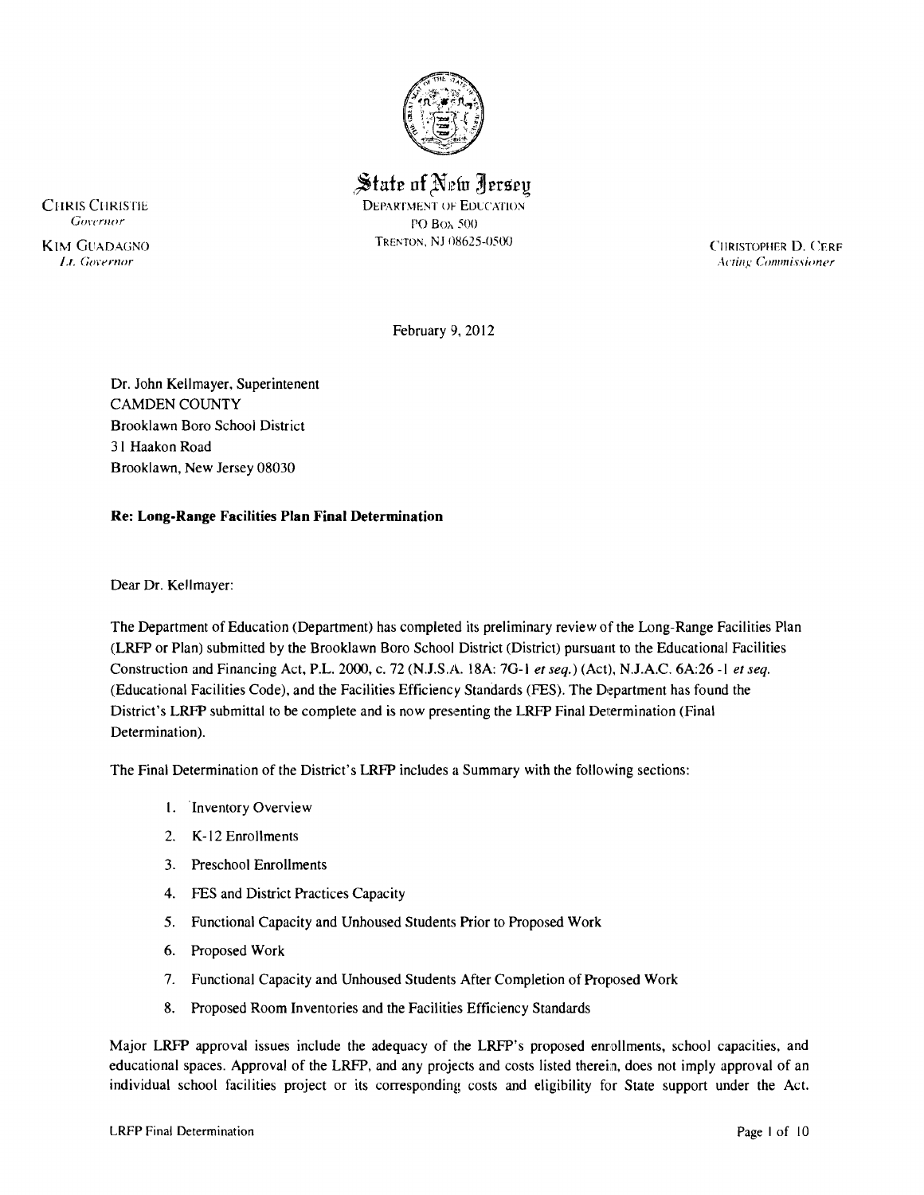# State of New Jersey

DEPARTMENT OF EDUCATION
PO BOX 500
TRENTON, NJ 08625-0500

CHRIS CHRISTIE
*Governor*

KIM GUADAGNO
*Lt. Governor*

CHRISTOPHER D. CERF
*Acting Commissioner*

February 9, 2012

Dr. John Kellmayer, Superintenent
CAMDEN COUNTY
Brooklawn Boro School District
31 Haakon Road
Brooklawn, New Jersey 08030

**Re: Long-Range Facilities Plan Final Determination**

Dear Dr. Kellmayer:

The Department of Education (Department) has completed its preliminary review of the Long-Range Facilities Plan (LRFP or Plan) submitted by the Brooklawn Boro School District (District) pursuant to the Educational Facilities Construction and Financing Act, P.L. 2000, c. 72 (N.J.S.A. 18A: 7G-1 *et seq.*) (Act), N.J.A.C. 6A:26 -1 *et seq.* (Educational Facilities Code), and the Facilities Efficiency Standards (FES). The Department has found the District's LRFP submittal to be complete and is now presenting the LRFP Final Determination (Final Determination).

The Final Determination of the District's LRFP includes a Summary with the following sections:

1. Inventory Overview
2. K-12 Enrollments
3. Preschool Enrollments
4. FES and District Practices Capacity
5. Functional Capacity and Unhoused Students Prior to Proposed Work
6. Proposed Work
7. Functional Capacity and Unhoused Students After Completion of Proposed Work
8. Proposed Room Inventories and the Facilities Efficiency Standards

Major LRFP approval issues include the adequacy of the LRFP's proposed enrollments, school capacities, and educational spaces. Approval of the LRFP, and any projects and costs listed therein, does not imply approval of an individual school facilities project or its corresponding costs and eligibility for State support under the Act.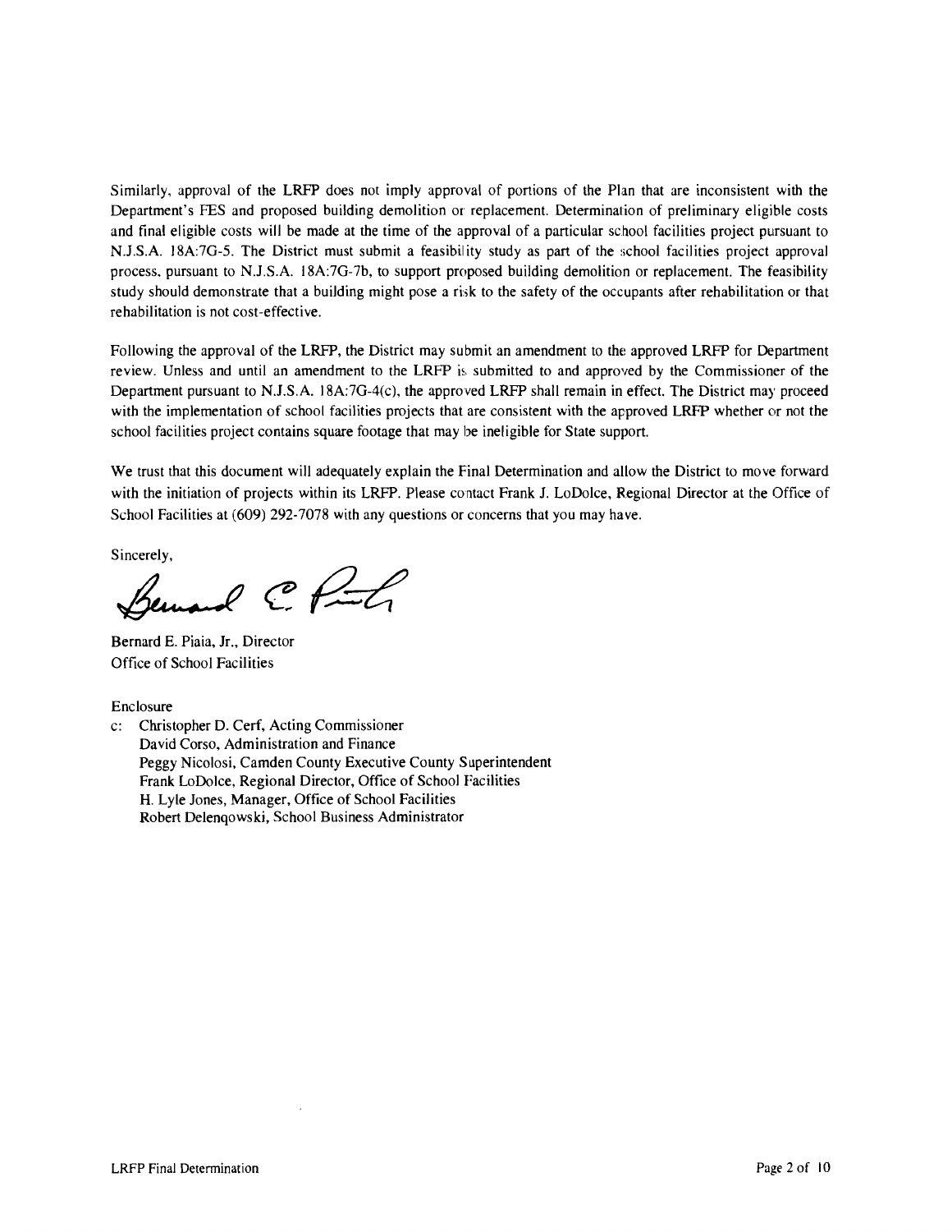Similarly, approval of the LRFP does not imply approval of portions of the Plan that are inconsistent with the Department's FES and proposed building demolition or replacement. Determination of preliminary eligible costs and final eligible costs will be made at the time of the approval of a particular school facilities project pursuant to N.J.S.A. 18A:7G-5. The District must submit a feasibility study as part of the school facilities project approval process, pursuant to N.J.S.A. 18A:7G-7b, to support proposed building demolition or replacement. The feasibility study should demonstrate that a building might pose a risk to the safety of the occupants after rehabilitation or that rehabilitation is not cost-effective.

Following the approval of the LRFP, the District may submit an amendment to the approved LRFP for Department review. Unless and until an amendment to the LRFP is submitted to and approved by the Commissioner of the Department pursuant to N.J.S.A. 18A:7G-4(c), the approved LRFP shall remain in effect. The District may proceed with the implementation of school facilities projects that are consistent with the approved LRFP whether or not the school facilities project contains square footage that may be ineligible for State support.

We trust that this document will adequately explain the Final Determination and allow the District to move forward with the initiation of projects within its LRFP. Please contact Frank J. LoDolce, Regional Director at the Office of School Facilities at (609) 292-7078 with any questions or concerns that you may have.

Sincerely,

Bernard E. Piaia, Jr., Director
Office of School Facilities

Enclosure

c: Christopher D. Cerf, Acting Commissioner
David Corso, Administration and Finance
Peggy Nicolosi, Camden County Executive County Superintendent
Frank LoDolce, Regional Director, Office of School Facilities
H. Lyle Jones, Manager, Office of School Facilities
Robert Delenqowski, School Business Administrator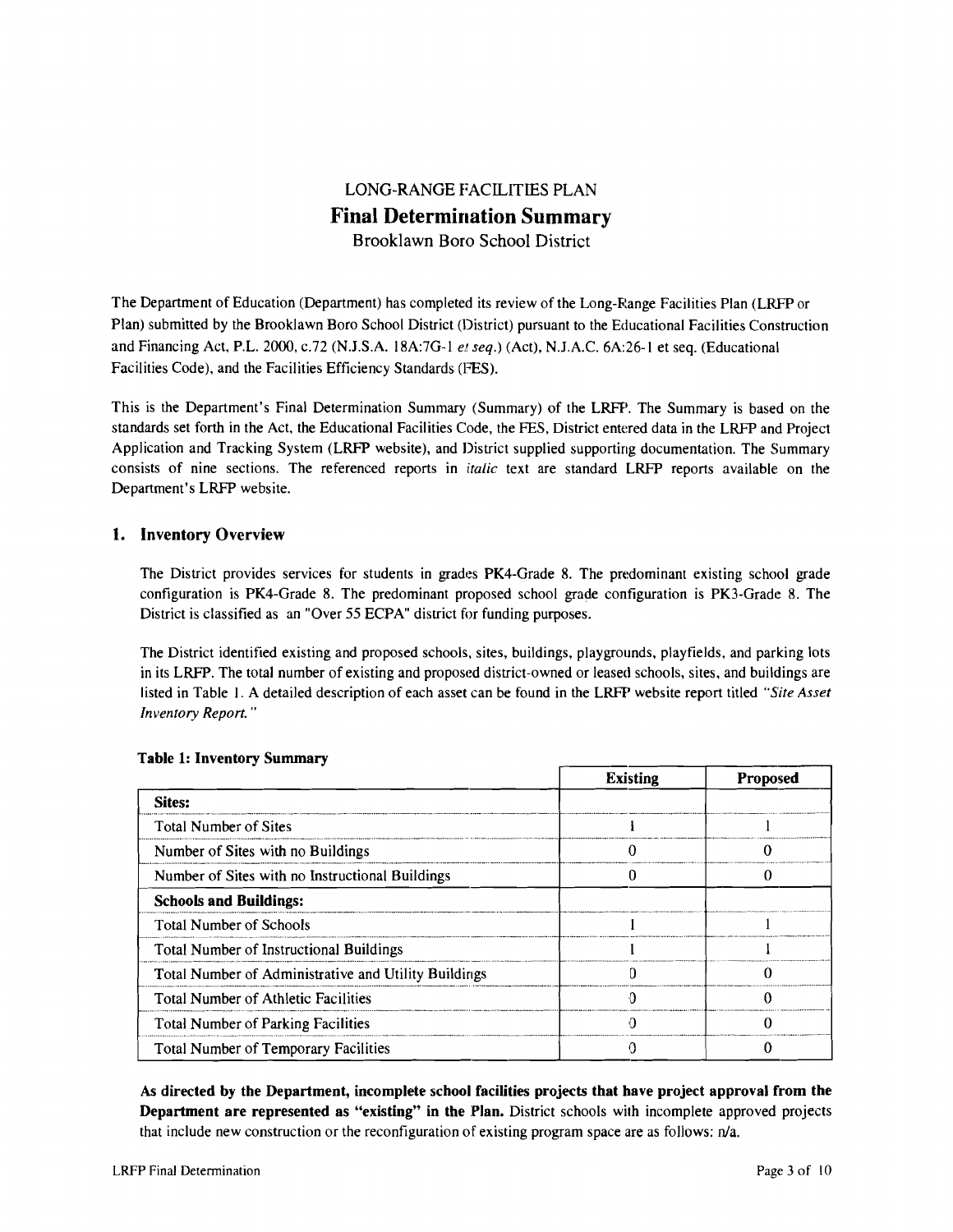# LONG-RANGE FACILITIES PLAN
## Final Determination Summary
Brooklawn Boro School District

The Department of Education (Department) has completed its review of the Long-Range Facilities Plan (LRFP or Plan) submitted by the Brooklawn Boro School District (District) pursuant to the Educational Facilities Construction and Financing Act, P.L. 2000, c.72 (N.J.S.A. 18A:7G-1 *et seq.*) (Act), N.J.A.C. 6A:26-1 et seq. (Educational Facilities Code), and the Facilities Efficiency Standards (FES).

This is the Department's Final Determination Summary (Summary) of the LRFP. The Summary is based on the standards set forth in the Act, the Educational Facilities Code, the FES, District entered data in the LRFP and Project Application and Tracking System (LRFP website), and District supplied supporting documentation. The Summary consists of nine sections. The referenced reports in *italic* text are standard LRFP reports available on the Department's LRFP website.

### 1. Inventory Overview

The District provides services for students in grades PK4-Grade 8. The predominant existing school grade configuration is PK4-Grade 8. The predominant proposed school grade configuration is PK3-Grade 8. The District is classified as an "Over 55 ECPA" district for funding purposes.

The District identified existing and proposed schools, sites, buildings, playgrounds, playfields, and parking lots in its LRFP. The total number of existing and proposed district-owned or leased schools, sites, and buildings are listed in Table 1. A detailed description of each asset can be found in the LRFP website report titled *"Site Asset Inventory Report."*

**Table 1: Inventory Summary**

| | Existing | Proposed |
|---|---|---|
| **Sites:** | | |
| Total Number of Sites | 1 | 1 |
| Number of Sites with no Buildings | 0 | 0 |
| Number of Sites with no Instructional Buildings | 0 | 0 |
| **Schools and Buildings:** | | |
| Total Number of Schools | 1 | 1 |
| Total Number of Instructional Buildings | 1 | 1 |
| Total Number of Administrative and Utility Buildings | 0 | 0 |
| Total Number of Athletic Facilities | 0 | 0 |
| Total Number of Parking Facilities | 0 | 0 |
| Total Number of Temporary Facilities | 0 | 0 |

**As directed by the Department, incomplete school facilities projects that have project approval from the Department are represented as "existing" in the Plan.** District schools with incomplete approved projects that include new construction or the reconfiguration of existing program space are as follows: n/a.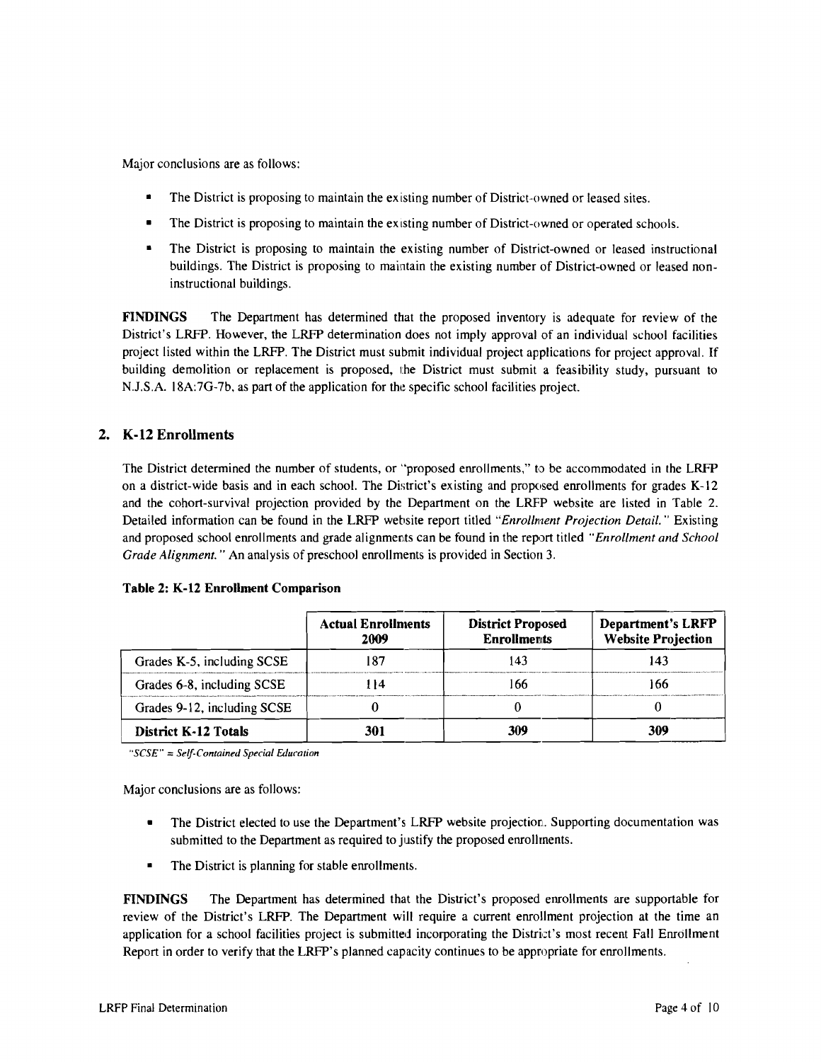Major conclusions are as follows:

- The District is proposing to maintain the existing number of District-owned or leased sites.
- The District is proposing to maintain the existing number of District-owned or operated schools.
- The District is proposing to maintain the existing number of District-owned or leased instructional buildings. The District is proposing to maintain the existing number of District-owned or leased non-instructional buildings.

**FINDINGS** The Department has determined that the proposed inventory is adequate for review of the District's LRFP. However, the LRFP determination does not imply approval of an individual school facilities project listed within the LRFP. The District must submit individual project applications for project approval. If building demolition or replacement is proposed, the District must submit a feasibility study, pursuant to N.J.S.A. 18A:7G-7b, as part of the application for the specific school facilities project.

## 2. K-12 Enrollments

The District determined the number of students, or "proposed enrollments," to be accommodated in the LRFP on a district-wide basis and in each school. The District's existing and proposed enrollments for grades K-12 and the cohort-survival projection provided by the Department on the LRFP website are listed in Table 2. Detailed information can be found in the LRFP website report titled *"Enrollment Projection Detail."* Existing and proposed school enrollments and grade alignments can be found in the report titled *"Enrollment and School Grade Alignment."* An analysis of preschool enrollments is provided in Section 3.

**Table 2: K-12 Enrollment Comparison**

| | Actual Enrollments 2009 | District Proposed Enrollments | Department's LRFP Website Projection |
|---|---|---|---|
| Grades K-5, including SCSE | 187 | 143 | 143 |
| Grades 6-8, including SCSE | 114 | 166 | 166 |
| Grades 9-12, including SCSE | 0 | 0 | 0 |
| **District K-12 Totals** | **301** | **309** | **309** |

*"SCSE" = Self-Contained Special Education*

Major conclusions are as follows:

- The District elected to use the Department's LRFP website projection. Supporting documentation was submitted to the Department as required to justify the proposed enrollments.
- The District is planning for stable enrollments.

**FINDINGS** The Department has determined that the District's proposed enrollments are supportable for review of the District's LRFP. The Department will require a current enrollment projection at the time an application for a school facilities project is submitted incorporating the District's most recent Fall Enrollment Report in order to verify that the LRFP's planned capacity continues to be appropriate for enrollments.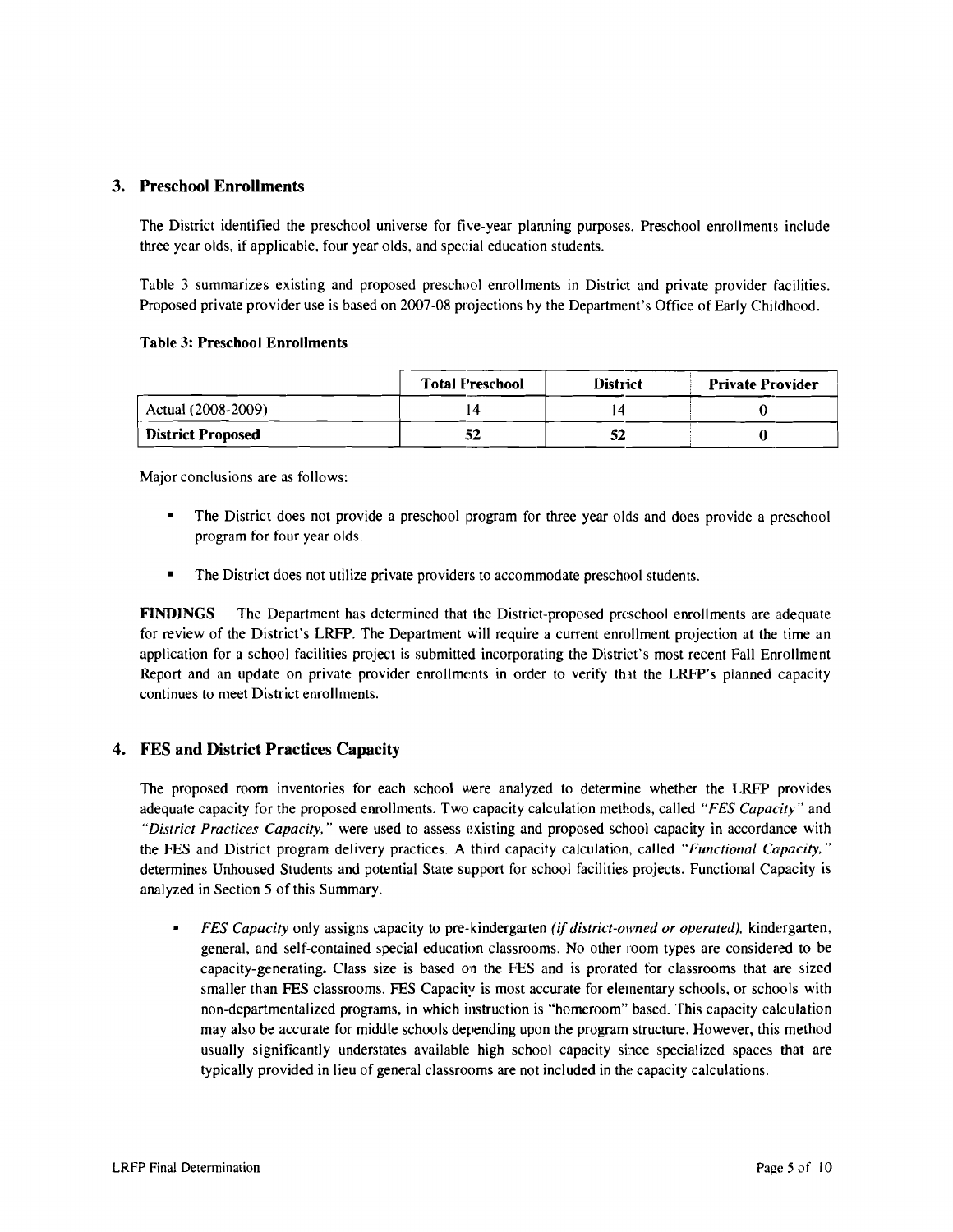## 3. Preschool Enrollments

The District identified the preschool universe for five-year planning purposes. Preschool enrollments include three year olds, if applicable, four year olds, and special education students.

Table 3 summarizes existing and proposed preschool enrollments in District and private provider facilities. Proposed private provider use is based on 2007-08 projections by the Department's Office of Early Childhood.

**Table 3: Preschool Enrollments**

| | Total Preschool | District | Private Provider |
|---|---|---|---|
| Actual (2008-2009) | 14 | 14 | 0 |
| **District Proposed** | **52** | **52** | **0** |

Major conclusions are as follows:

- The District does not provide a preschool program for three year olds and does provide a preschool program for four year olds.
- The District does not utilize private providers to accommodate preschool students.

**FINDINGS** The Department has determined that the District-proposed preschool enrollments are adequate for review of the District's LRFP. The Department will require a current enrollment projection at the time an application for a school facilities project is submitted incorporating the District's most recent Fall Enrollment Report and an update on private provider enrollments in order to verify that the LRFP's planned capacity continues to meet District enrollments.

## 4. FES and District Practices Capacity

The proposed room inventories for each school were analyzed to determine whether the LRFP provides adequate capacity for the proposed enrollments. Two capacity calculation methods, called *"FES Capacity"* and *"District Practices Capacity,"* were used to assess existing and proposed school capacity in accordance with the FES and District program delivery practices. A third capacity calculation, called *"Functional Capacity,"* determines Unhoused Students and potential State support for school facilities projects. Functional Capacity is analyzed in Section 5 of this Summary.

- *FES Capacity* only assigns capacity to pre-kindergarten *(if district-owned or operated),* kindergarten, general, and self-contained special education classrooms. No other room types are considered to be capacity-generating. Class size is based on the FES and is prorated for classrooms that are sized smaller than FES classrooms. FES Capacity is most accurate for elementary schools, or schools with non-departmentalized programs, in which instruction is "homeroom" based. This capacity calculation may also be accurate for middle schools depending upon the program structure. However, this method usually significantly understates available high school capacity since specialized spaces that are typically provided in lieu of general classrooms are not included in the capacity calculations.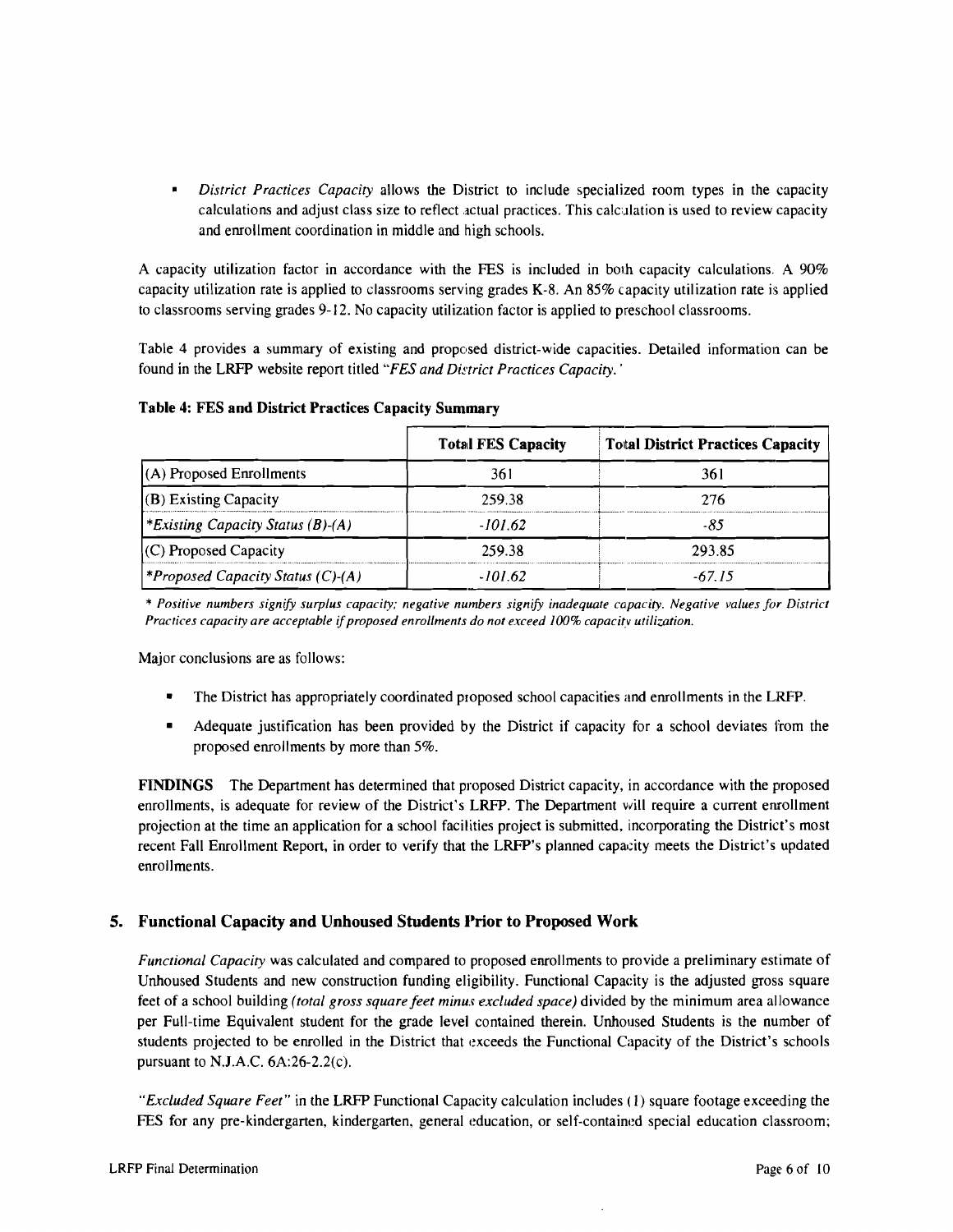- *District Practices Capacity* allows the District to include specialized room types in the capacity calculations and adjust class size to reflect actual practices. This calculation is used to review capacity and enrollment coordination in middle and high schools.

A capacity utilization factor in accordance with the FES is included in both capacity calculations. A 90% capacity utilization rate is applied to classrooms serving grades K-8. An 85% capacity utilization rate is applied to classrooms serving grades 9-12. No capacity utilization factor is applied to preschool classrooms.

Table 4 provides a summary of existing and proposed district-wide capacities. Detailed information can be found in the LRFP website report titled *"FES and District Practices Capacity."*

**Table 4: FES and District Practices Capacity Summary**

| | Total FES Capacity | Total District Practices Capacity |
|---|---|---|
| (A) Proposed Enrollments | 361 | 361 |
| (B) Existing Capacity | 259.38 | 276 |
| *\*Existing Capacity Status (B)-(A)* | *-101.62* | *-85* |
| (C) Proposed Capacity | 259.38 | 293.85 |
| *\*Proposed Capacity Status (C)-(A)* | *-101.62* | *-67.15* |

*\* Positive numbers signify surplus capacity; negative numbers signify inadequate capacity. Negative values for District Practices capacity are acceptable if proposed enrollments do not exceed 100% capacity utilization.*

Major conclusions are as follows:

- The District has appropriately coordinated proposed school capacities and enrollments in the LRFP.
- Adequate justification has been provided by the District if capacity for a school deviates from the proposed enrollments by more than 5%.

**FINDINGS** The Department has determined that proposed District capacity, in accordance with the proposed enrollments, is adequate for review of the District's LRFP. The Department will require a current enrollment projection at the time an application for a school facilities project is submitted, incorporating the District's most recent Fall Enrollment Report, in order to verify that the LRFP's planned capacity meets the District's updated enrollments.

## 5. Functional Capacity and Unhoused Students Prior to Proposed Work

*Functional Capacity* was calculated and compared to proposed enrollments to provide a preliminary estimate of Unhoused Students and new construction funding eligibility. Functional Capacity is the adjusted gross square feet of a school building *(total gross square feet minus excluded space)* divided by the minimum area allowance per Full-time Equivalent student for the grade level contained therein. Unhoused Students is the number of students projected to be enrolled in the District that exceeds the Functional Capacity of the District's schools pursuant to N.J.A.C. 6A:26-2.2(c).

*"Excluded Square Feet"* in the LRFP Functional Capacity calculation includes (1) square footage exceeding the FES for any pre-kindergarten, kindergarten, general education, or self-contained special education classroom;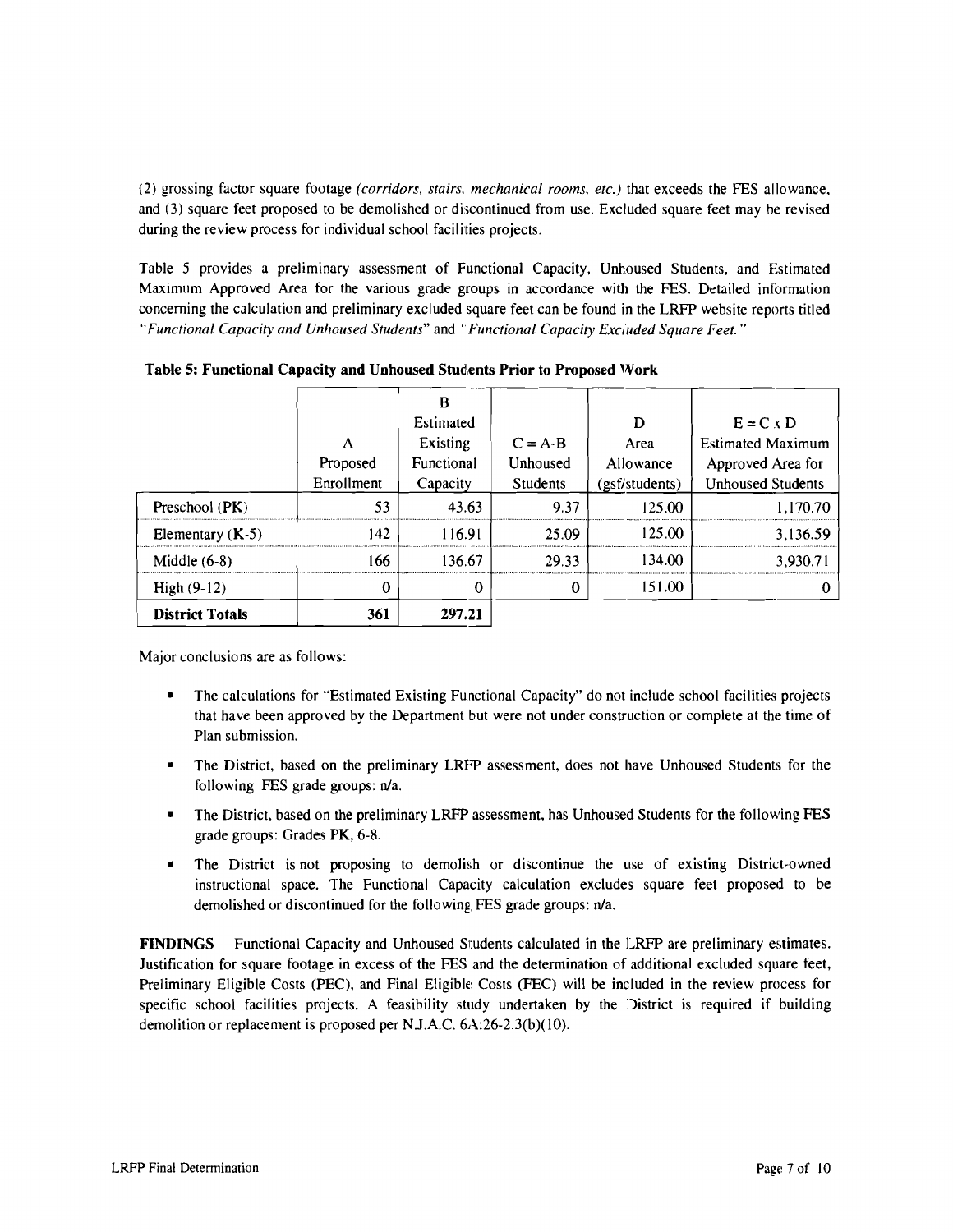(2) grossing factor square footage *(corridors, stairs, mechanical rooms, etc.)* that exceeds the FES allowance, and (3) square feet proposed to be demolished or discontinued from use. Excluded square feet may be revised during the review process for individual school facilities projects.

Table 5 provides a preliminary assessment of Functional Capacity, Unhoused Students, and Estimated Maximum Approved Area for the various grade groups in accordance with the FES. Detailed information concerning the calculation and preliminary excluded square feet can be found in the LRFP website reports titled *"Functional Capacity and Unhoused Students"* and *"Functional Capacity Excluded Square Feet."*

**Table 5: Functional Capacity and Unhoused Students Prior to Proposed Work**

| | A<br>Proposed Enrollment | B<br>Estimated Existing Functional Capacity | C = A-B<br>Unhoused Students | D<br>Area Allowance (gsf/students) | E = C x D<br>Estimated Maximum Approved Area for Unhoused Students |
|---|---|---|---|---|---|
| Preschool (PK) | 53 | 43.63 | 9.37 | 125.00 | 1,170.70 |
| Elementary (K-5) | 142 | 116.91 | 25.09 | 125.00 | 3,136.59 |
| Middle (6-8) | 166 | 136.67 | 29.33 | 134.00 | 3,930.71 |
| High (9-12) | 0 | 0 | 0 | 151.00 | 0 |
| **District Totals** | **361** | **297.21** | | | |

Major conclusions are as follows:

- The calculations for "Estimated Existing Functional Capacity" do not include school facilities projects that have been approved by the Department but were not under construction or complete at the time of Plan submission.
- The District, based on the preliminary LRFP assessment, does not have Unhoused Students for the following FES grade groups: n/a.
- The District, based on the preliminary LRFP assessment, has Unhoused Students for the following FES grade groups: Grades PK, 6-8.
- The District is not proposing to demolish or discontinue the use of existing District-owned instructional space. The Functional Capacity calculation excludes square feet proposed to be demolished or discontinued for the following FES grade groups: n/a.

**FINDINGS** Functional Capacity and Unhoused Students calculated in the LRFP are preliminary estimates. Justification for square footage in excess of the FES and the determination of additional excluded square feet, Preliminary Eligible Costs (PEC), and Final Eligible Costs (FEC) will be included in the review process for specific school facilities projects. A feasibility study undertaken by the District is required if building demolition or replacement is proposed per N.J.A.C. 6A:26-2.3(b)(10).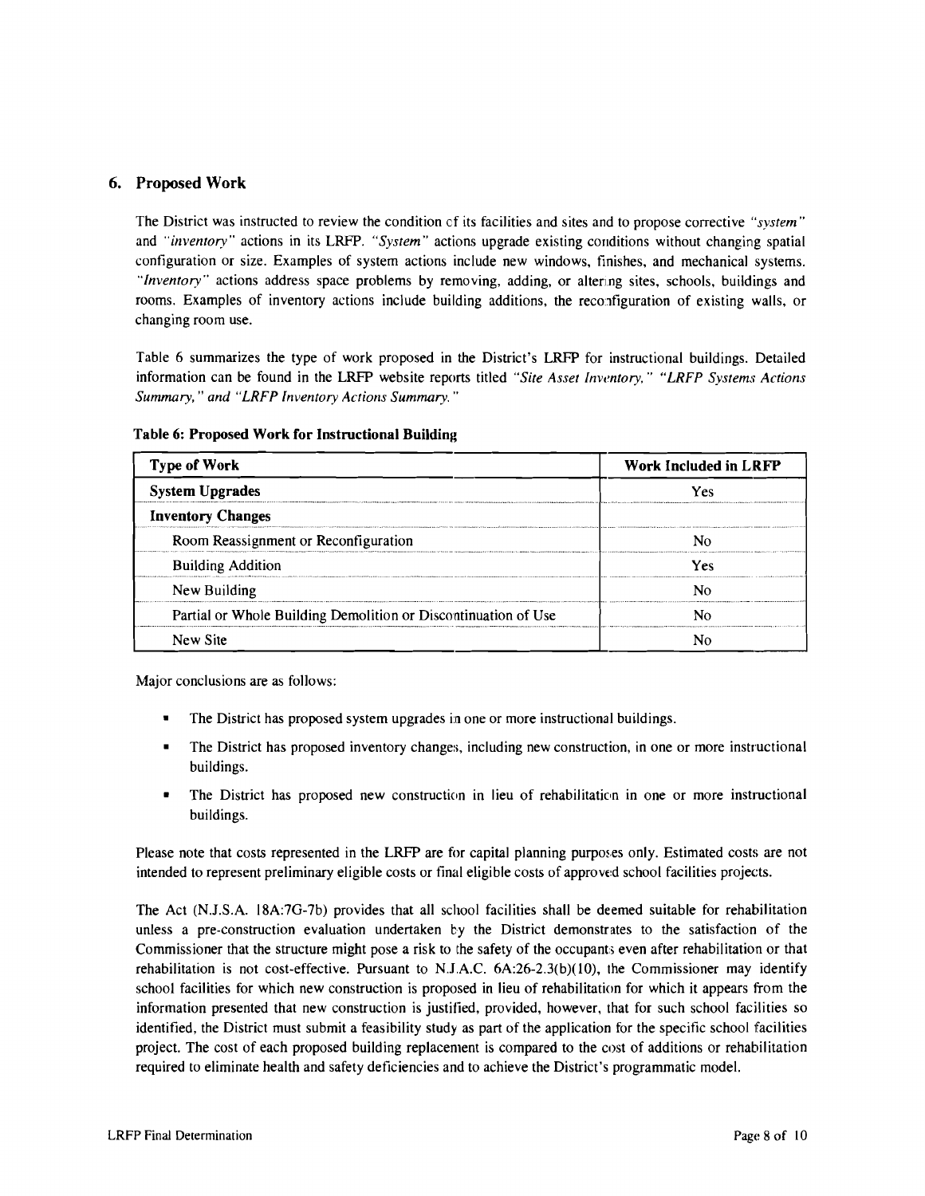## 6. Proposed Work

The District was instructed to review the condition of its facilities and sites and to propose corrective *"system"* and *"inventory"* actions in its LRFP. *"System"* actions upgrade existing conditions without changing spatial configuration or size. Examples of system actions include new windows, finishes, and mechanical systems. *"Inventory"* actions address space problems by removing, adding, or altering sites, schools, buildings and rooms. Examples of inventory actions include building additions, the reconfiguration of existing walls, or changing room use.

Table 6 summarizes the type of work proposed in the District's LRFP for instructional buildings. Detailed information can be found in the LRFP website reports titled *"Site Asset Inventory," "LRFP Systems Actions Summary," and "LRFP Inventory Actions Summary."*

**Table 6: Proposed Work for Instructional Building**

| Type of Work | Work Included in LRFP |
|---|---|
| **System Upgrades** | Yes |
| **Inventory Changes** | |
| Room Reassignment or Reconfiguration | No |
| Building Addition | Yes |
| New Building | No |
| Partial or Whole Building Demolition or Discontinuation of Use | No |
| New Site | No |

Major conclusions are as follows:

- The District has proposed system upgrades in one or more instructional buildings.
- The District has proposed inventory changes, including new construction, in one or more instructional buildings.
- The District has proposed new construction in lieu of rehabilitation in one or more instructional buildings.

Please note that costs represented in the LRFP are for capital planning purposes only. Estimated costs are not intended to represent preliminary eligible costs or final eligible costs of approved school facilities projects.

The Act (N.J.S.A. 18A:7G-7b) provides that all school facilities shall be deemed suitable for rehabilitation unless a pre-construction evaluation undertaken by the District demonstrates to the satisfaction of the Commissioner that the structure might pose a risk to the safety of the occupants even after rehabilitation or that rehabilitation is not cost-effective. Pursuant to N.J.A.C. 6A:26-2.3(b)(10), the Commissioner may identify school facilities for which new construction is proposed in lieu of rehabilitation for which it appears from the information presented that new construction is justified, provided, however, that for such school facilities so identified, the District must submit a feasibility study as part of the application for the specific school facilities project. The cost of each proposed building replacement is compared to the cost of additions or rehabilitation required to eliminate health and safety deficiencies and to achieve the District's programmatic model.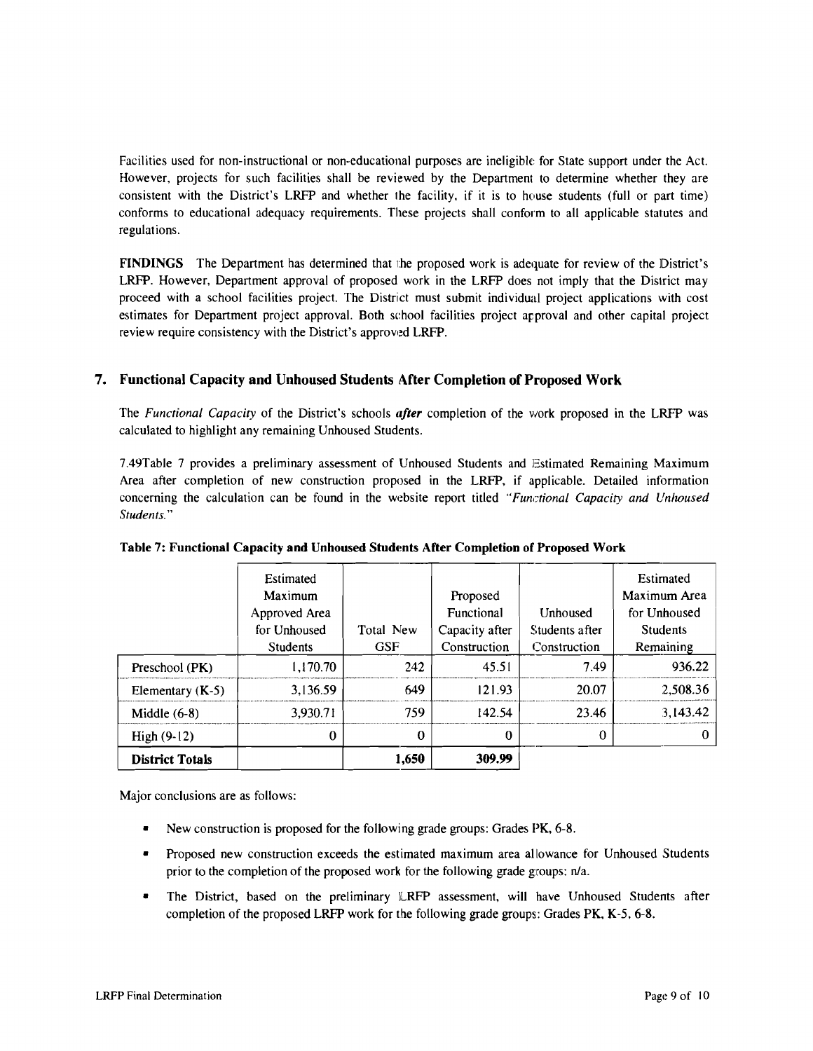Facilities used for non-instructional or non-educational purposes are ineligible for State support under the Act. However, projects for such facilities shall be reviewed by the Department to determine whether they are consistent with the District's LRFP and whether the facility, if it is to house students (full or part time) conforms to educational adequacy requirements. These projects shall conform to all applicable statutes and regulations.

**FINDINGS** The Department has determined that the proposed work is adequate for review of the District's LRFP. However, Department approval of proposed work in the LRFP does not imply that the District may proceed with a school facilities project. The District must submit individual project applications with cost estimates for Department project approval. Both school facilities project approval and other capital project review require consistency with the District's approved LRFP.

## 7. Functional Capacity and Unhoused Students After Completion of Proposed Work

The *Functional Capacity* of the District's schools ***after*** completion of the work proposed in the LRFP was calculated to highlight any remaining Unhoused Students.

7.49Table 7 provides a preliminary assessment of Unhoused Students and Estimated Remaining Maximum Area after completion of new construction proposed in the LRFP, if applicable. Detailed information concerning the calculation can be found in the website report titled *"Functional Capacity and Unhoused Students."*

**Table 7: Functional Capacity and Unhoused Students After Completion of Proposed Work**

| | Estimated Maximum Approved Area for Unhoused Students | Total New GSF | Proposed Functional Capacity after Construction | Unhoused Students after Construction | Estimated Maximum Area for Unhoused Students Remaining |
|---|---|---|---|---|---|
| Preschool (PK) | 1,170.70 | 242 | 45.51 | 7.49 | 936.22 |
| Elementary (K-5) | 3,136.59 | 649 | 121.93 | 20.07 | 2,508.36 |
| Middle (6-8) | 3,930.71 | 759 | 142.54 | 23.46 | 3,143.42 |
| High (9-12) | 0 | 0 | 0 | 0 | 0 |
| **District Totals** | | **1,650** | **309.99** | | |

Major conclusions are as follows:

- New construction is proposed for the following grade groups: Grades PK, 6-8.
- Proposed new construction exceeds the estimated maximum area allowance for Unhoused Students prior to the completion of the proposed work for the following grade groups: n/a.
- The District, based on the preliminary LRFP assessment, will have Unhoused Students after completion of the proposed LRFP work for the following grade groups: Grades PK, K-5, 6-8.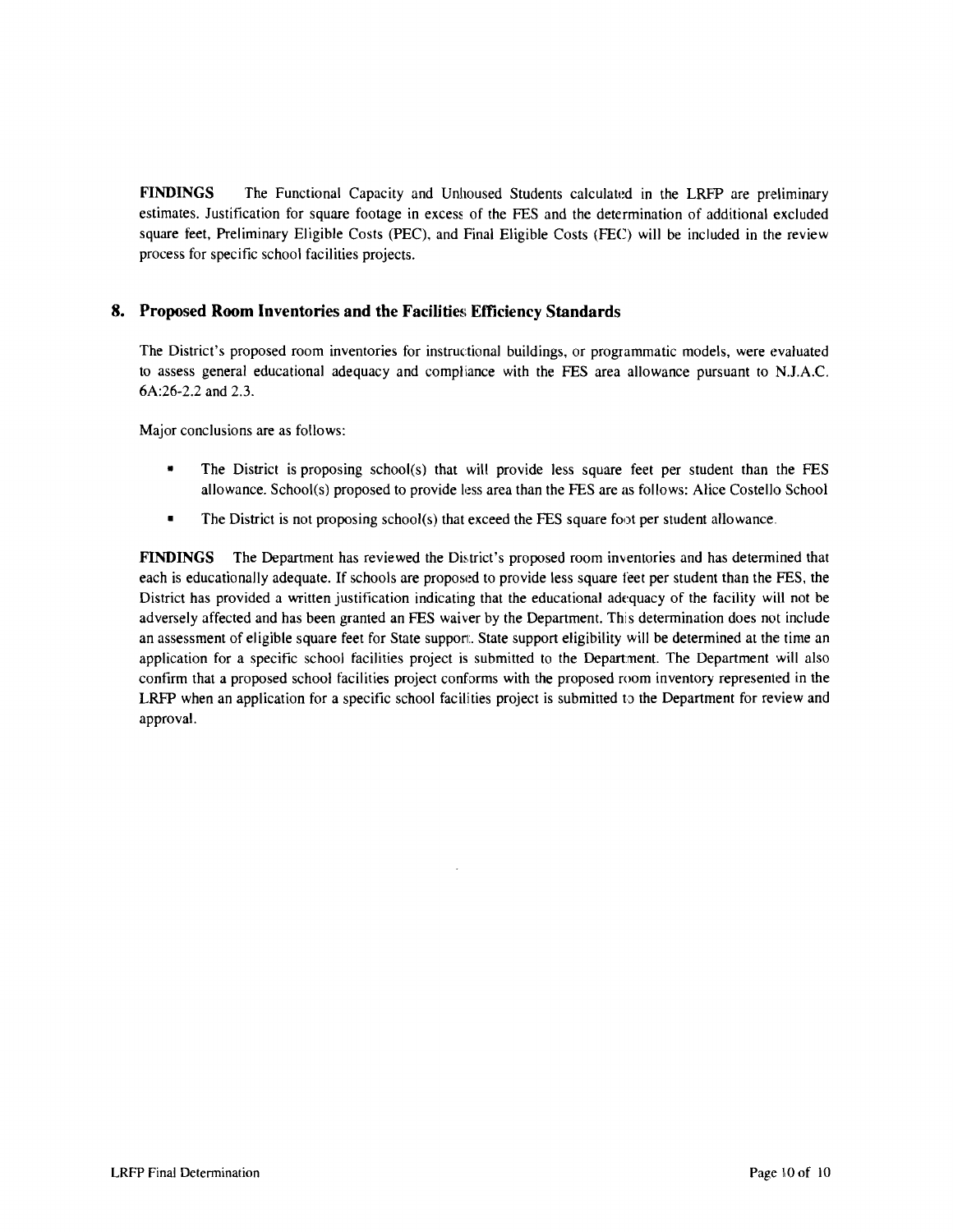**FINDINGS** The Functional Capacity and Unhoused Students calculated in the LRFP are preliminary estimates. Justification for square footage in excess of the FES and the determination of additional excluded square feet, Preliminary Eligible Costs (PEC), and Final Eligible Costs (FEC) will be included in the review process for specific school facilities projects.

## 8. Proposed Room Inventories and the Facilities Efficiency Standards

The District's proposed room inventories for instructional buildings, or programmatic models, were evaluated to assess general educational adequacy and compliance with the FES area allowance pursuant to N.J.A.C. 6A:26-2.2 and 2.3.

Major conclusions are as follows:

- The District is proposing school(s) that will provide less square feet per student than the FES allowance. School(s) proposed to provide less area than the FES are as follows: Alice Costello School
- The District is not proposing school(s) that exceed the FES square foot per student allowance.

**FINDINGS** The Department has reviewed the District's proposed room inventories and has determined that each is educationally adequate. If schools are proposed to provide less square feet per student than the FES, the District has provided a written justification indicating that the educational adequacy of the facility will not be adversely affected and has been granted an FES waiver by the Department. This determination does not include an assessment of eligible square feet for State support. State support eligibility will be determined at the time an application for a specific school facilities project is submitted to the Department. The Department will also confirm that a proposed school facilities project conforms with the proposed room inventory represented in the LRFP when an application for a specific school facilities project is submitted to the Department for review and approval.